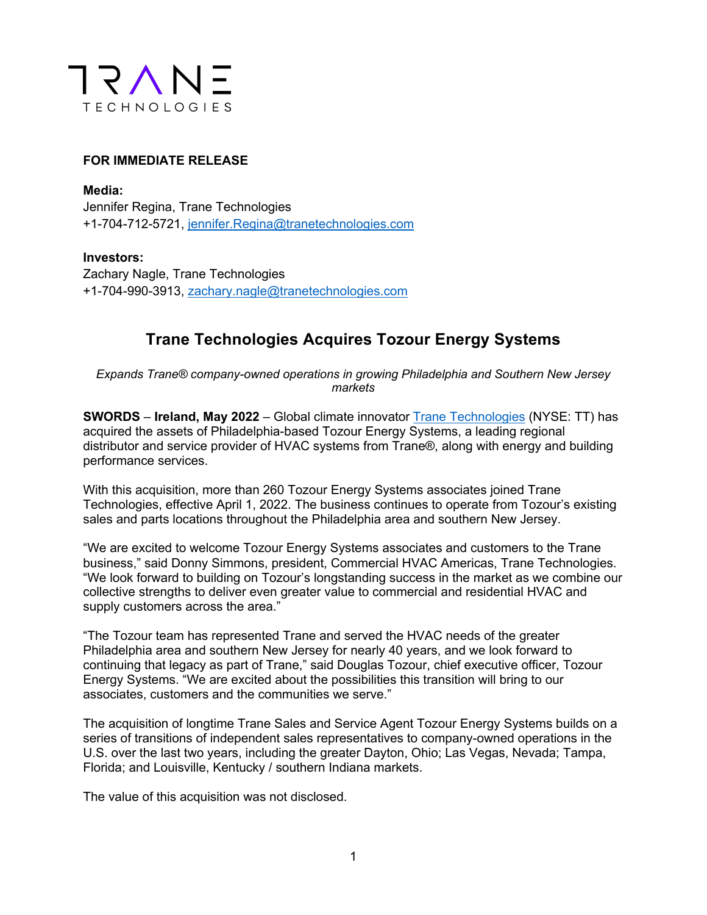TRANE
TECHNOLOGIES

**FOR IMMEDIATE RELEASE**

**Media:**
Jennifer Regina, Trane Technologies
+1-704-712-5721, jennifer.Regina@tranetechnologies.com

**Investors:**
Zachary Nagle, Trane Technologies
+1-704-990-3913, zachary.nagle@tranetechnologies.com

# Trane Technologies Acquires Tozour Energy Systems

*Expands Trane® company-owned operations in growing Philadelphia and Southern New Jersey markets*

**SWORDS** – **Ireland, May 2022** – Global climate innovator Trane Technologies (NYSE: TT) has acquired the assets of Philadelphia-based Tozour Energy Systems, a leading regional distributor and service provider of HVAC systems from Trane®, along with energy and building performance services.

With this acquisition, more than 260 Tozour Energy Systems associates joined Trane Technologies, effective April 1, 2022. The business continues to operate from Tozour's existing sales and parts locations throughout the Philadelphia area and southern New Jersey.

"We are excited to welcome Tozour Energy Systems associates and customers to the Trane business," said Donny Simmons, president, Commercial HVAC Americas, Trane Technologies. "We look forward to building on Tozour's longstanding success in the market as we combine our collective strengths to deliver even greater value to commercial and residential HVAC and supply customers across the area."

"The Tozour team has represented Trane and served the HVAC needs of the greater Philadelphia area and southern New Jersey for nearly 40 years, and we look forward to continuing that legacy as part of Trane," said Douglas Tozour, chief executive officer, Tozour Energy Systems. "We are excited about the possibilities this transition will bring to our associates, customers and the communities we serve."

The acquisition of longtime Trane Sales and Service Agent Tozour Energy Systems builds on a series of transitions of independent sales representatives to company-owned operations in the U.S. over the last two years, including the greater Dayton, Ohio; Las Vegas, Nevada; Tampa, Florida; and Louisville, Kentucky / southern Indiana markets.

The value of this acquisition was not disclosed.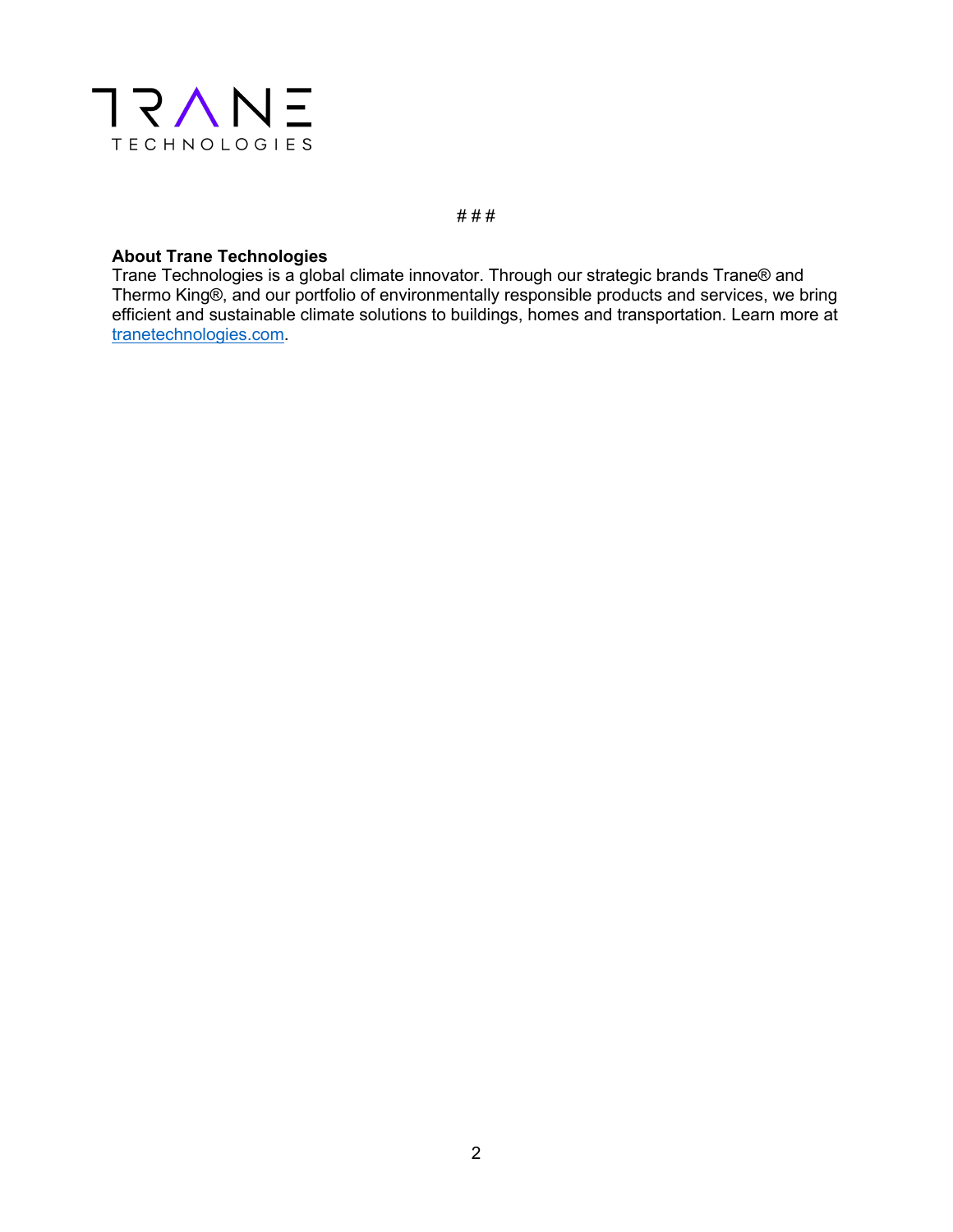# # #

**About Trane Technologies**
Trane Technologies is a global climate innovator. Through our strategic brands Trane® and Thermo King®, and our portfolio of environmentally responsible products and services, we bring efficient and sustainable climate solutions to buildings, homes and transportation. Learn more at [tranetechnologies.com](https://tranetechnologies.com).